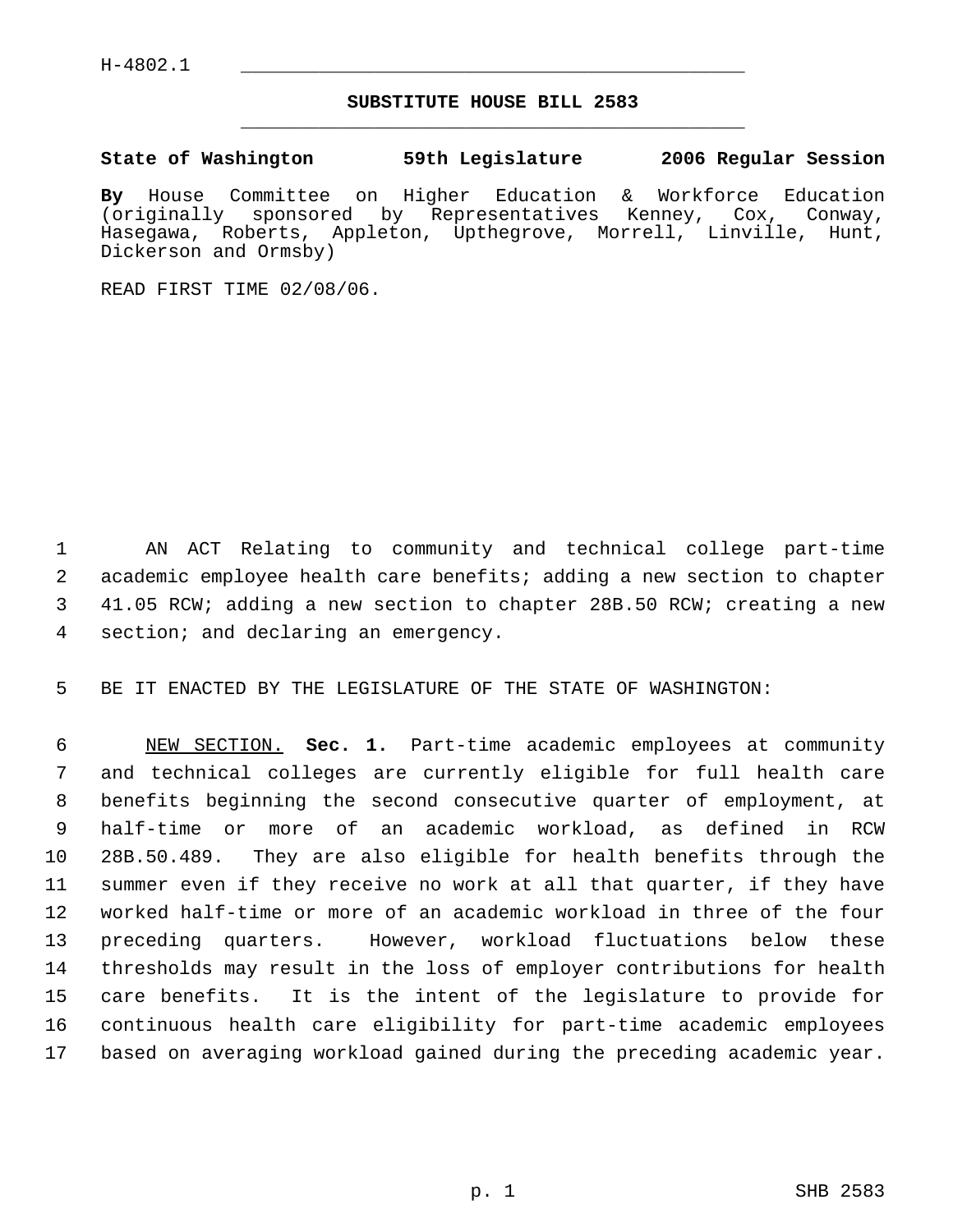H-4802.1

**SUBSTITUTE HOUSE BILL 2583**

**State of Washington 59th Legislature 2006 Regular Session**

**By** House Committee on Higher Education & Workforce Education (originally sponsored by Representatives Kenney, Cox, Conway, Hasegawa, Roberts, Appleton, Upthegrove, Morrell, Linville, Hunt, Dickerson and Ormsby)

READ FIRST TIME 02/08/06.

AN ACT Relating to community and technical college part-time academic employee health care benefits; adding a new section to chapter 41.05 RCW; adding a new section to chapter 28B.50 RCW; creating a new section; and declaring an emergency.

BE IT ENACTED BY THE LEGISLATURE OF THE STATE OF WASHINGTON:

NEW SECTION. **Sec. 1.** Part-time academic employees at community and technical colleges are currently eligible for full health care benefits beginning the second consecutive quarter of employment, at half-time or more of an academic workload, as defined in RCW 28B.50.489. They are also eligible for health benefits through the summer even if they receive no work at all that quarter, if they have worked half-time or more of an academic workload in three of the four preceding quarters. However, workload fluctuations below these thresholds may result in the loss of employer contributions for health care benefits. It is the intent of the legislature to provide for continuous health care eligibility for part-time academic employees based on averaging workload gained during the preceding academic year.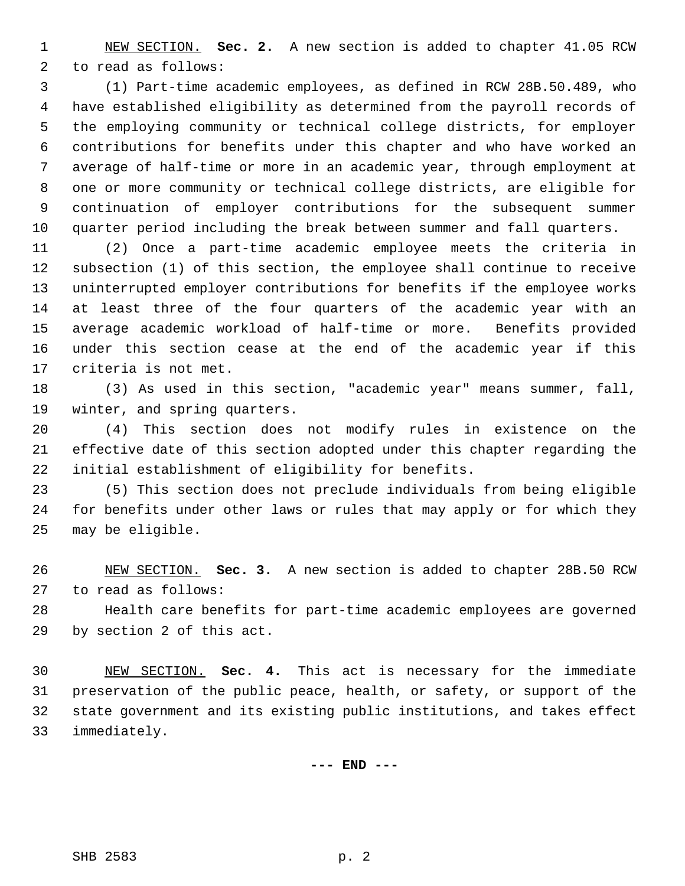NEW SECTION. **Sec. 2.** A new section is added to chapter 41.05 RCW to read as follows:

(1) Part-time academic employees, as defined in RCW 28B.50.489, who have established eligibility as determined from the payroll records of the employing community or technical college districts, for employer contributions for benefits under this chapter and who have worked an average of half-time or more in an academic year, through employment at one or more community or technical college districts, are eligible for continuation of employer contributions for the subsequent summer quarter period including the break between summer and fall quarters.

(2) Once a part-time academic employee meets the criteria in subsection (1) of this section, the employee shall continue to receive uninterrupted employer contributions for benefits if the employee works at least three of the four quarters of the academic year with an average academic workload of half-time or more. Benefits provided under this section cease at the end of the academic year if this criteria is not met.

(3) As used in this section, "academic year" means summer, fall, winter, and spring quarters.

(4) This section does not modify rules in existence on the effective date of this section adopted under this chapter regarding the initial establishment of eligibility for benefits.

(5) This section does not preclude individuals from being eligible for benefits under other laws or rules that may apply or for which they may be eligible.

NEW SECTION. **Sec. 3.** A new section is added to chapter 28B.50 RCW to read as follows:

Health care benefits for part-time academic employees are governed by section 2 of this act.

NEW SECTION. **Sec. 4.** This act is necessary for the immediate preservation of the public peace, health, or safety, or support of the state government and its existing public institutions, and takes effect immediately.

**--- END ---**